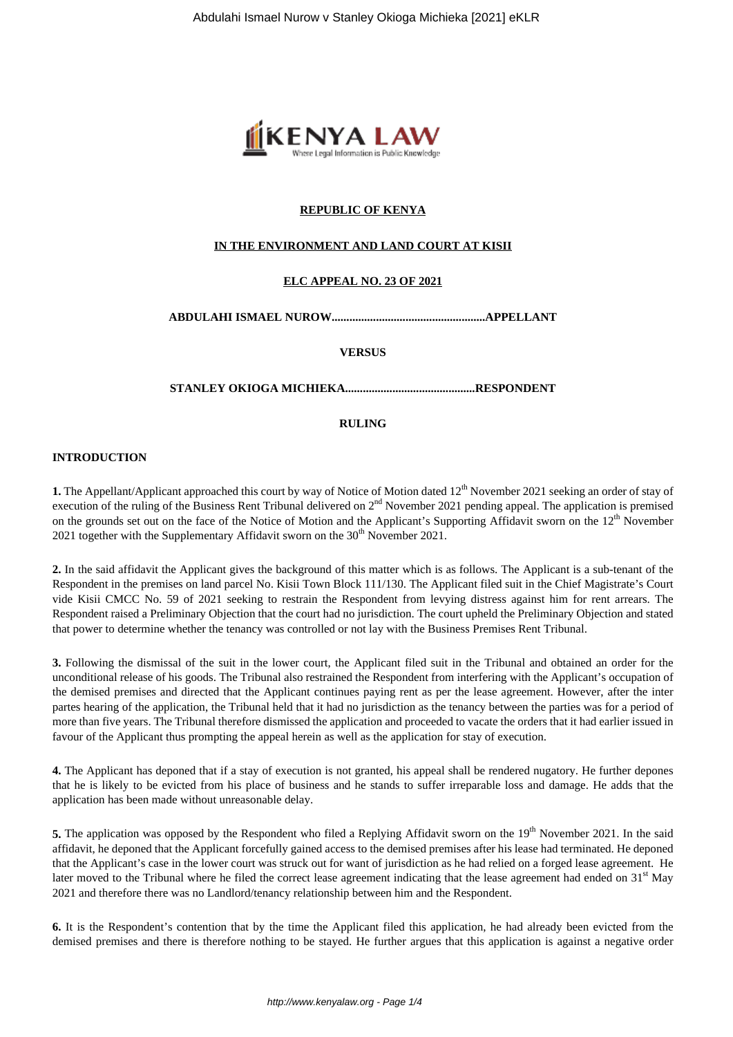**REPUBLIC OF KENYA**

**IN THE ENVIRONMENT AND LAND COURT AT KISII**

**ELC APPEAL NO. 23 OF 2021**

**ABDULAHI ISMAEL NUROW....................................................APPELLANT**

**VERSUS**

**STANLEY OKIOGA MICHIEKA............................................RESPONDENT**

**RULING**

**INTRODUCTION**

**1.** The Appellant/Applicant approached this court by way of Notice of Motion dated 12th November 2021 seeking an order of stay of execution of the ruling of the Business Rent Tribunal delivered on 2nd November 2021 pending appeal. The application is premised on the grounds set out on the face of the Notice of Motion and the Applicant's Supporting Affidavit sworn on the 12th November 2021 together with the Supplementary Affidavit sworn on the 30th November 2021.

**2.** In the said affidavit the Applicant gives the background of this matter which is as follows. The Applicant is a sub-tenant of the Respondent in the premises on land parcel No. Kisii Town Block 111/130. The Applicant filed suit in the Chief Magistrate's Court vide Kisii CMCC No. 59 of 2021 seeking to restrain the Respondent from levying distress against him for rent arrears. The Respondent raised a Preliminary Objection that the court had no jurisdiction. The court upheld the Preliminary Objection and stated that power to determine whether the tenancy was controlled or not lay with the Business Premises Rent Tribunal.

**3.** Following the dismissal of the suit in the lower court, the Applicant filed suit in the Tribunal and obtained an order for the unconditional release of his goods. The Tribunal also restrained the Respondent from interfering with the Applicant's occupation of the demised premises and directed that the Applicant continues paying rent as per the lease agreement. However, after the inter partes hearing of the application, the Tribunal held that it had no jurisdiction as the tenancy between the parties was for a period of more than five years. The Tribunal therefore dismissed the application and proceeded to vacate the orders that it had earlier issued in favour of the Applicant thus prompting the appeal herein as well as the application for stay of execution.

**4.** The Applicant has deponed that if a stay of execution is not granted, his appeal shall be rendered nugatory. He further depones that he is likely to be evicted from his place of business and he stands to suffer irreparable loss and damage. He adds that the application has been made without unreasonable delay.

**5.** The application was opposed by the Respondent who filed a Replying Affidavit sworn on the 19th November 2021. In the said affidavit, he deponed that the Applicant forcefully gained access to the demised premises after his lease had terminated. He deponed that the Applicant's case in the lower court was struck out for want of jurisdiction as he had relied on a forged lease agreement. He later moved to the Tribunal where he filed the correct lease agreement indicating that the lease agreement had ended on 31st May 2021 and therefore there was no Landlord/tenancy relationship between him and the Respondent.

**6.** It is the Respondent's contention that by the time the Applicant filed this application, he had already been evicted from the demised premises and there is therefore nothing to be stayed. He further argues that this application is against a negative order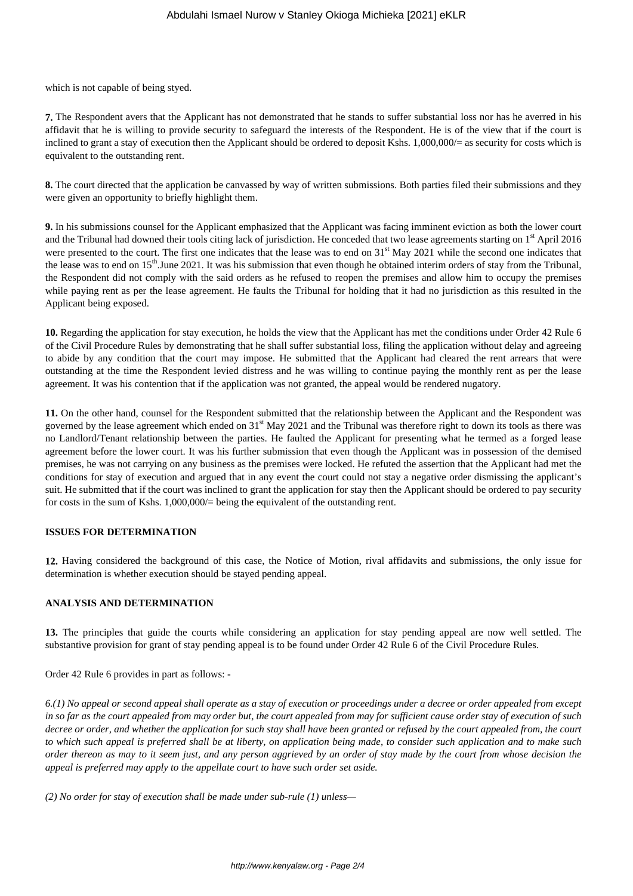which is not capable of being styed.

**7.** The Respondent avers that the Applicant has not demonstrated that he stands to suffer substantial loss nor has he averred in his affidavit that he is willing to provide security to safeguard the interests of the Respondent. He is of the view that if the court is inclined to grant a stay of execution then the Applicant should be ordered to deposit Kshs. 1,000,000/= as security for costs which is equivalent to the outstanding rent.

**8.** The court directed that the application be canvassed by way of written submissions. Both parties filed their submissions and they were given an opportunity to briefly highlight them.

**9.** In his submissions counsel for the Applicant emphasized that the Applicant was facing imminent eviction as both the lower court and the Tribunal had downed their tools citing lack of jurisdiction. He conceded that two lease agreements starting on 1st April 2016 were presented to the court. The first one indicates that the lease was to end on 31st May 2021 while the second one indicates that the lease was to end on 15th.June 2021. It was his submission that even though he obtained interim orders of stay from the Tribunal, the Respondent did not comply with the said orders as he refused to reopen the premises and allow him to occupy the premises while paying rent as per the lease agreement. He faults the Tribunal for holding that it had no jurisdiction as this resulted in the Applicant being exposed.

**10.** Regarding the application for stay execution, he holds the view that the Applicant has met the conditions under Order 42 Rule 6 of the Civil Procedure Rules by demonstrating that he shall suffer substantial loss, filing the application without delay and agreeing to abide by any condition that the court may impose. He submitted that the Applicant had cleared the rent arrears that were outstanding at the time the Respondent levied distress and he was willing to continue paying the monthly rent as per the lease agreement. It was his contention that if the application was not granted, the appeal would be rendered nugatory.

**11.** On the other hand, counsel for the Respondent submitted that the relationship between the Applicant and the Respondent was governed by the lease agreement which ended on 31st May 2021 and the Tribunal was therefore right to down its tools as there was no Landlord/Tenant relationship between the parties. He faulted the Applicant for presenting what he termed as a forged lease agreement before the lower court. It was his further submission that even though the Applicant was in possession of the demised premises, he was not carrying on any business as the premises were locked. He refuted the assertion that the Applicant had met the conditions for stay of execution and argued that in any event the court could not stay a negative order dismissing the applicant's suit. He submitted that if the court was inclined to grant the application for stay then the Applicant should be ordered to pay security for costs in the sum of Kshs. 1,000,000/= being the equivalent of the outstanding rent.

**ISSUES FOR DETERMINATION**

**12.** Having considered the background of this case, the Notice of Motion, rival affidavits and submissions, the only issue for determination is whether execution should be stayed pending appeal.

**ANALYSIS AND DETERMINATION**

**13.** The principles that guide the courts while considering an application for stay pending appeal are now well settled. The substantive provision for grant of stay pending appeal is to be found under Order 42 Rule 6 of the Civil Procedure Rules.

Order 42 Rule 6 provides in part as follows: -

*6.(1) No appeal or second appeal shall operate as a stay of execution or proceedings under a decree or order appealed from except in so far as the court appealed from may order but, the court appealed from may for sufficient cause order stay of execution of such decree or order, and whether the application for such stay shall have been granted or refused by the court appealed from, the court to which such appeal is preferred shall be at liberty, on application being made, to consider such application and to make such order thereon as may to it seem just, and any person aggrieved by an order of stay made by the court from whose decision the appeal is preferred may apply to the appellate court to have such order set aside.*

*(2) No order for stay of execution shall be made under sub-rule (1) unless—*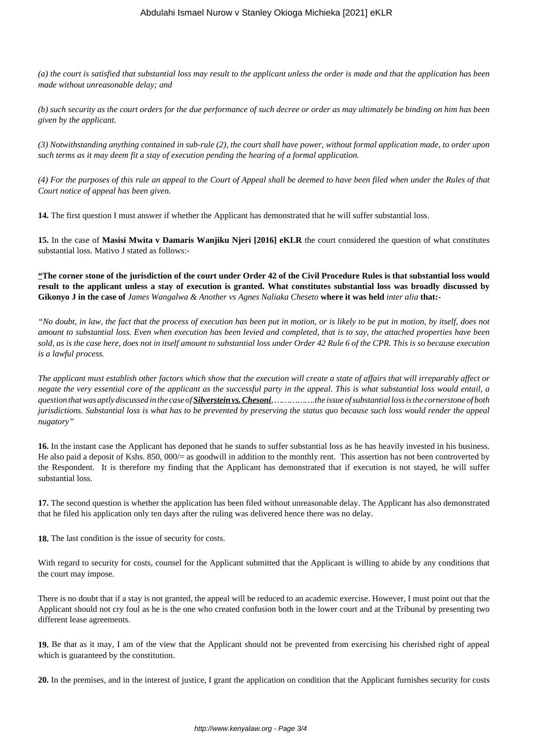*(a) the court is satisfied that substantial loss may result to the applicant unless the order is made and that the application has been made without unreasonable delay; and*

*(b) such security as the court orders for the due performance of such decree or order as may ultimately be binding on him has been given by the applicant.*

*(3) Notwithstanding anything contained in sub-rule (2), the court shall have power, without formal application made, to order upon such terms as it may deem fit a stay of execution pending the hearing of a formal application.*

*(4) For the purposes of this rule an appeal to the Court of Appeal shall be deemed to have been filed when under the Rules of that Court notice of appeal has been given.*

**14.** The first question I must answer if whether the Applicant has demonstrated that he will suffer substantial loss.

**15.** In the case of **Masisi Mwita v Damaris Wanjiku Njeri [2016] eKLR** the court considered the question of what constitutes substantial loss. Mativo J stated as follows:-

**"The corner stone of the jurisdiction of the court under Order 42 of the Civil Procedure Rules is that substantial loss would result to the applicant unless a stay of execution is granted. What constitutes substantial loss was broadly discussed by Gikonyo J in the case of** *James Wangalwa & Another vs Agnes Naliaka Cheseto* **where it was held** *inter alia* **that:-**

*"No doubt, in law, the fact that the process of execution has been put in motion, or is likely to be put in motion, by itself, does not amount to substantial loss. Even when execution has been levied and completed, that is to say, the attached properties have been sold, as is the case here, does not in itself amount to substantial loss under Order 42 Rule 6 of the CPR. This is so because execution is a lawful process.*

*The applicant must establish other factors which show that the execution will create a state of affairs that will irreparably affect or negate the very essential core of the applicant as the successful party in the appeal. This is what substantial loss would entail, a question that was aptly discussed in the case of* ***Silverstein vs. Chesoni****,……………..the issue of substantial loss is the cornerstone of both jurisdictions. Substantial loss is what has to be prevented by preserving the status quo because such loss would render the appeal nugatory"*

**16.** In the instant case the Applicant has deponed that he stands to suffer substantial loss as he has heavily invested in his business. He also paid a deposit of Kshs. 850, 000/= as goodwill in addition to the monthly rent. This assertion has not been controverted by the Respondent. It is therefore my finding that the Applicant has demonstrated that if execution is not stayed, he will suffer substantial loss.

**17.** The second question is whether the application has been filed without unreasonable delay. The Applicant has also demonstrated that he filed his application only ten days after the ruling was delivered hence there was no delay.

**18.** The last condition is the issue of security for costs.

With regard to security for costs, counsel for the Applicant submitted that the Applicant is willing to abide by any conditions that the court may impose.

There is no doubt that if a stay is not granted, the appeal will be reduced to an academic exercise. However, I must point out that the Applicant should not cry foul as he is the one who created confusion both in the lower court and at the Tribunal by presenting two different lease agreements.

**19.** Be that as it may, I am of the view that the Applicant should not be prevented from exercising his cherished right of appeal which is guaranteed by the constitution.

**20.** In the premises, and in the interest of justice, I grant the application on condition that the Applicant furnishes security for costs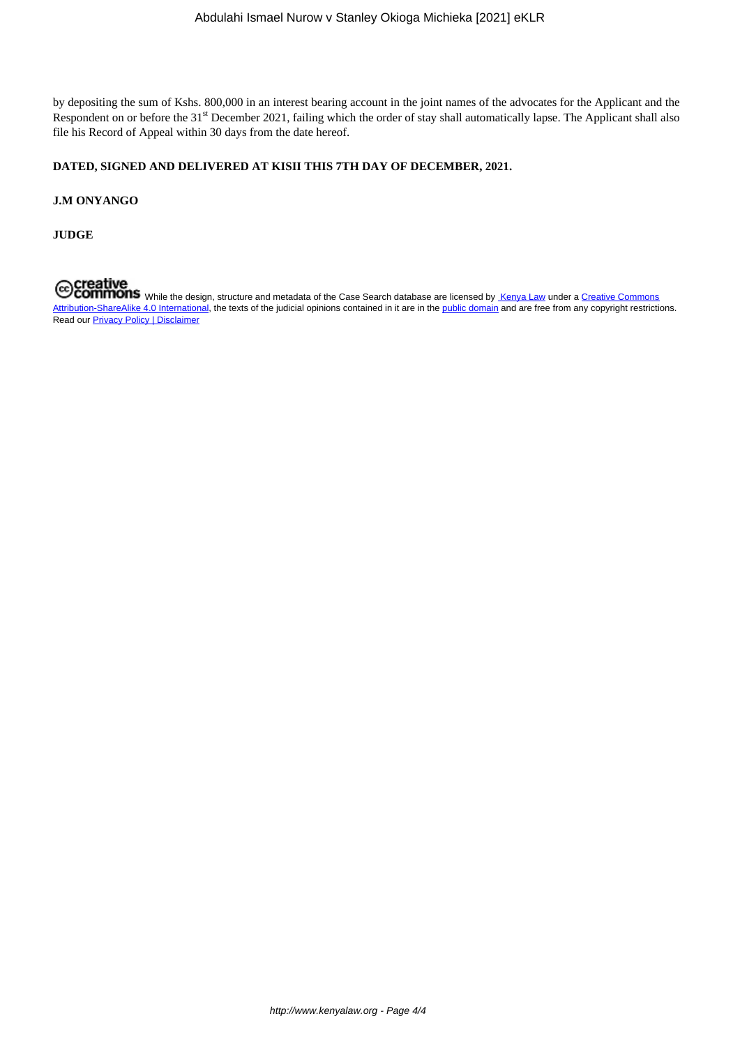by depositing the sum of Kshs. 800,000 in an interest bearing account in the joint names of the advocates for the Applicant and the Respondent on or before the 31st December 2021, failing which the order of stay shall automatically lapse. The Applicant shall also file his Record of Appeal within 30 days from the date hereof.

**DATED, SIGNED AND DELIVERED AT KISII THIS 7TH DAY OF DECEMBER, 2021.**

**J.M ONYANGO**

**JUDGE**

While the design, structure and metadata of the Case Search database are licensed by Kenya Law under a Creative Commons Attribution-ShareAlike 4.0 International, the texts of the judicial opinions contained in it are in the public domain and are free from any copyright restrictions. Read our Privacy Policy | Disclaimer